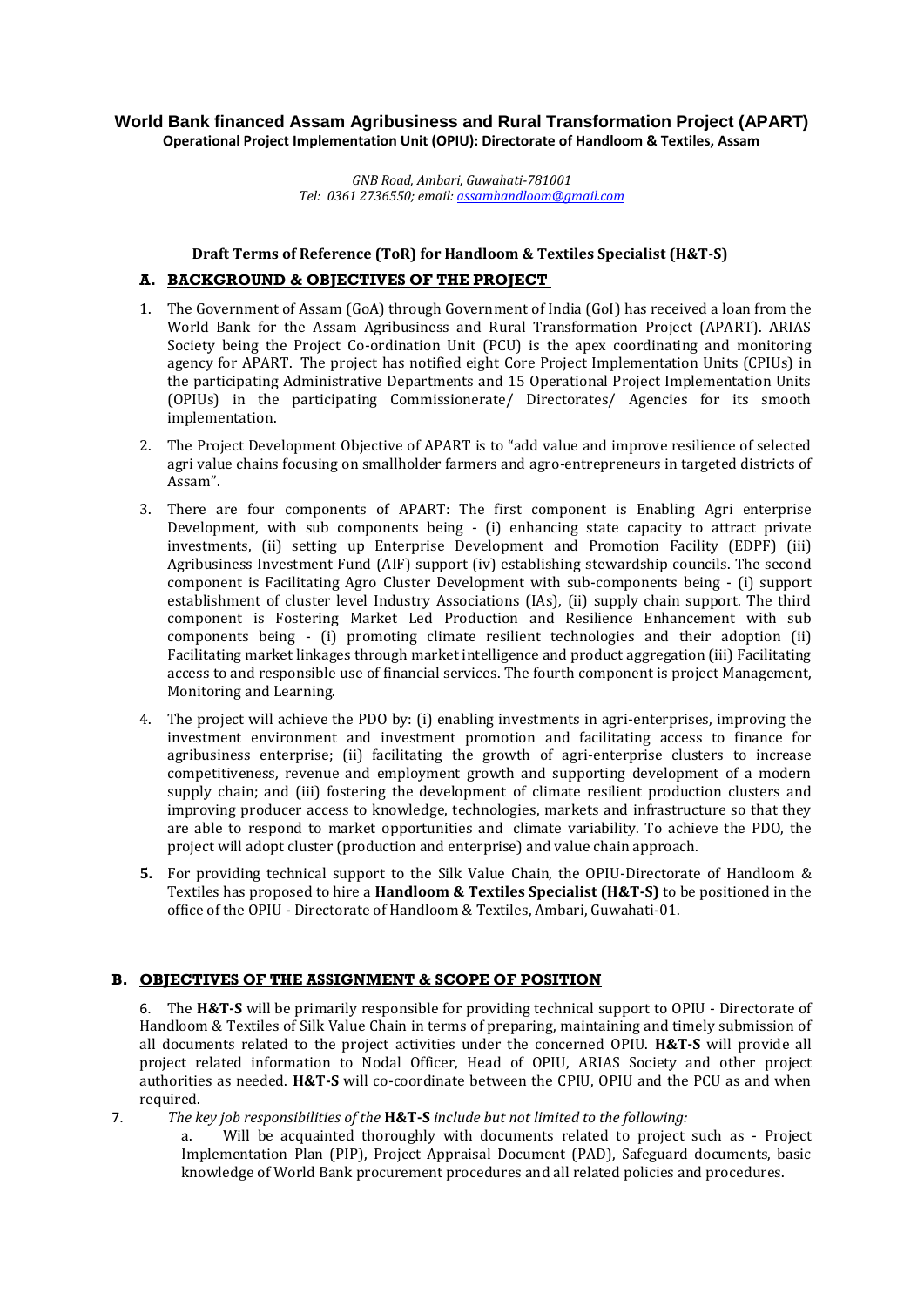**World Bank financed Assam Agribusiness and Rural Transformation Project (APART)**
**Operational Project Implementation Unit (OPIU): Directorate of Handloom & Textiles, Assam**

*GNB Road, Ambari, Guwahati-781001*
*Tel: 0361 2736550; email: assamhandloom@gmail.com*

**Draft Terms of Reference (ToR) for Handloom & Textiles Specialist (H&T-S)**

## A. BACKGROUND & OBJECTIVES OF THE PROJECT

1. The Government of Assam (GoA) through Government of India (GoI) has received a loan from the World Bank for the Assam Agribusiness and Rural Transformation Project (APART). ARIAS Society being the Project Co-ordination Unit (PCU) is the apex coordinating and monitoring agency for APART. The project has notified eight Core Project Implementation Units (CPIUs) in the participating Administrative Departments and 15 Operational Project Implementation Units (OPIUs) in the participating Commissionerate/ Directorates/ Agencies for its smooth implementation.

2. The Project Development Objective of APART is to "add value and improve resilience of selected agri value chains focusing on smallholder farmers and agro-entrepreneurs in targeted districts of Assam".

3. There are four components of APART: The first component is Enabling Agri enterprise Development, with sub components being - (i) enhancing state capacity to attract private investments, (ii) setting up Enterprise Development and Promotion Facility (EDPF) (iii) Agribusiness Investment Fund (AIF) support (iv) establishing stewardship councils. The second component is Facilitating Agro Cluster Development with sub-components being - (i) support establishment of cluster level Industry Associations (IAs), (ii) supply chain support. The third component is Fostering Market Led Production and Resilience Enhancement with sub components being - (i) promoting climate resilient technologies and their adoption (ii) Facilitating market linkages through market intelligence and product aggregation (iii) Facilitating access to and responsible use of financial services. The fourth component is project Management, Monitoring and Learning.

4. The project will achieve the PDO by: (i) enabling investments in agri-enterprises, improving the investment environment and investment promotion and facilitating access to finance for agribusiness enterprise; (ii) facilitating the growth of agri-enterprise clusters to increase competitiveness, revenue and employment growth and supporting development of a modern supply chain; and (iii) fostering the development of climate resilient production clusters and improving producer access to knowledge, technologies, markets and infrastructure so that they are able to respond to market opportunities and climate variability. To achieve the PDO, the project will adopt cluster (production and enterprise) and value chain approach.

5. For providing technical support to the Silk Value Chain, the OPIU-Directorate of Handloom & Textiles has proposed to hire a **Handloom & Textiles Specialist (H&T-S)** to be positioned in the office of the OPIU - Directorate of Handloom & Textiles, Ambari, Guwahati-01.

## B. OBJECTIVES OF THE ASSIGNMENT & SCOPE OF POSITION

6. The **H&T-S** will be primarily responsible for providing technical support to OPIU - Directorate of Handloom & Textiles of Silk Value Chain in terms of preparing, maintaining and timely submission of all documents related to the project activities under the concerned OPIU. **H&T-S** will provide all project related information to Nodal Officer, Head of OPIU, ARIAS Society and other project authorities as needed. **H&T-S** will co-coordinate between the CPIU, OPIU and the PCU as and when required.

7. *The key job responsibilities of the* **H&T-S** *include but not limited to the following:*

   a. Will be acquainted thoroughly with documents related to project such as - Project Implementation Plan (PIP), Project Appraisal Document (PAD), Safeguard documents, basic knowledge of World Bank procurement procedures and all related policies and procedures.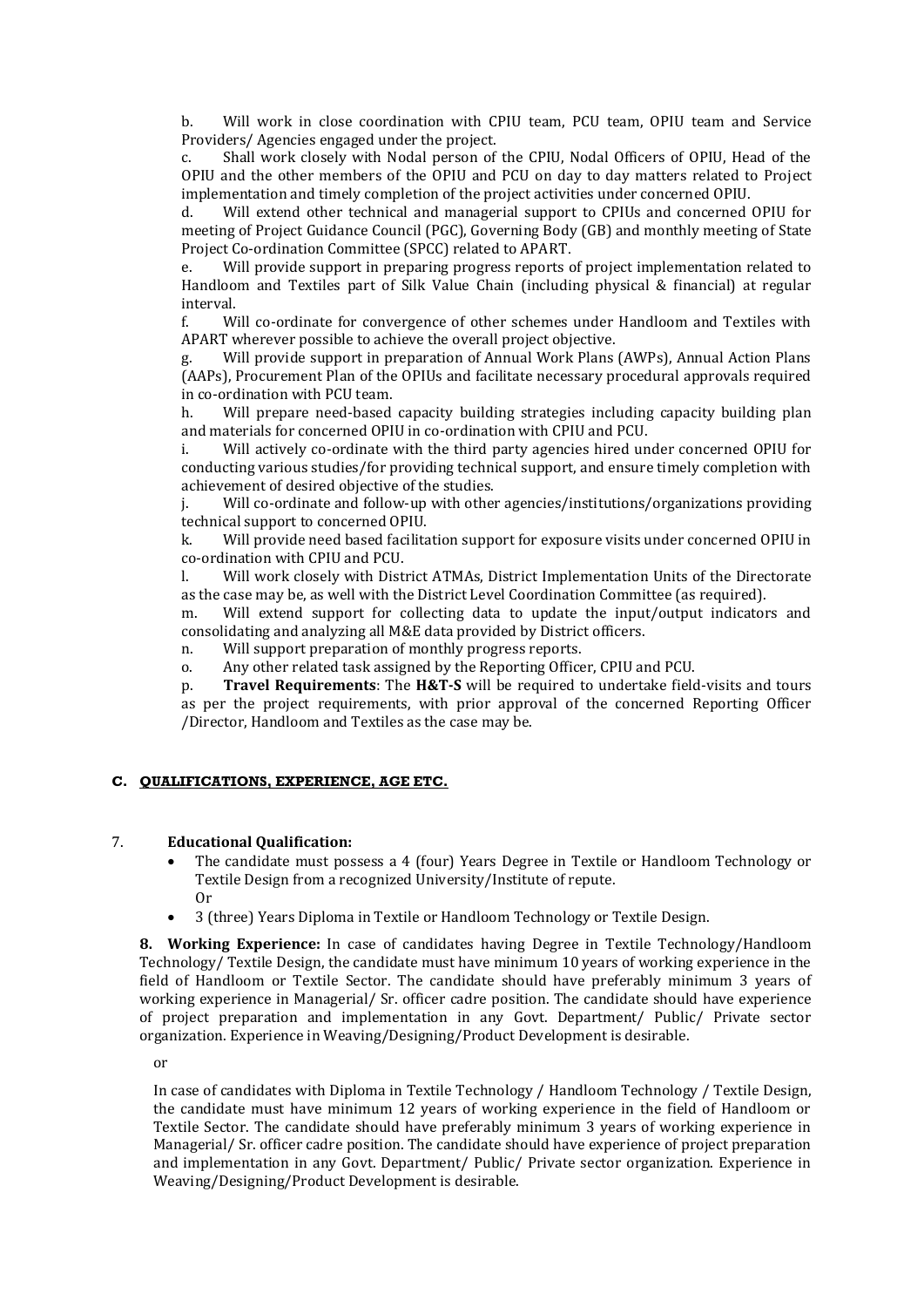b. Will work in close coordination with CPIU team, PCU team, OPIU team and Service Providers/ Agencies engaged under the project.

c. Shall work closely with Nodal person of the CPIU, Nodal Officers of OPIU, Head of the OPIU and the other members of the OPIU and PCU on day to day matters related to Project implementation and timely completion of the project activities under concerned OPIU.

d. Will extend other technical and managerial support to CPIUs and concerned OPIU for meeting of Project Guidance Council (PGC), Governing Body (GB) and monthly meeting of State Project Co-ordination Committee (SPCC) related to APART.

e. Will provide support in preparing progress reports of project implementation related to Handloom and Textiles part of Silk Value Chain (including physical & financial) at regular interval.

f. Will co-ordinate for convergence of other schemes under Handloom and Textiles with APART wherever possible to achieve the overall project objective.

g. Will provide support in preparation of Annual Work Plans (AWPs), Annual Action Plans (AAPs), Procurement Plan of the OPIUs and facilitate necessary procedural approvals required in co-ordination with PCU team.

h. Will prepare need-based capacity building strategies including capacity building plan and materials for concerned OPIU in co-ordination with CPIU and PCU.

i. Will actively co-ordinate with the third party agencies hired under concerned OPIU for conducting various studies/for providing technical support, and ensure timely completion with achievement of desired objective of the studies.

j. Will co-ordinate and follow-up with other agencies/institutions/organizations providing technical support to concerned OPIU.

k. Will provide need based facilitation support for exposure visits under concerned OPIU in co-ordination with CPIU and PCU.

l. Will work closely with District ATMAs, District Implementation Units of the Directorate as the case may be, as well with the District Level Coordination Committee (as required).

m. Will extend support for collecting data to update the input/output indicators and consolidating and analyzing all M&E data provided by District officers.

n. Will support preparation of monthly progress reports.

o. Any other related task assigned by the Reporting Officer, CPIU and PCU.

p. **Travel Requirements**: The **H&T-S** will be required to undertake field-visits and tours as per the project requirements, with prior approval of the concerned Reporting Officer /Director, Handloom and Textiles as the case may be.

## C. QUALIFICATIONS, EXPERIENCE, AGE ETC.

7. **Educational Qualification:**

- The candidate must possess a 4 (four) Years Degree in Textile or Handloom Technology or Textile Design from a recognized University/Institute of repute.
  Or
- 3 (three) Years Diploma in Textile or Handloom Technology or Textile Design.

**8. Working Experience:** In case of candidates having Degree in Textile Technology/Handloom Technology/ Textile Design, the candidate must have minimum 10 years of working experience in the field of Handloom or Textile Sector. The candidate should have preferably minimum 3 years of working experience in Managerial/ Sr. officer cadre position. The candidate should have experience of project preparation and implementation in any Govt. Department/ Public/ Private sector organization. Experience in Weaving/Designing/Product Development is desirable.

or

In case of candidates with Diploma in Textile Technology / Handloom Technology / Textile Design, the candidate must have minimum 12 years of working experience in the field of Handloom or Textile Sector. The candidate should have preferably minimum 3 years of working experience in Managerial/ Sr. officer cadre position. The candidate should have experience of project preparation and implementation in any Govt. Department/ Public/ Private sector organization. Experience in Weaving/Designing/Product Development is desirable.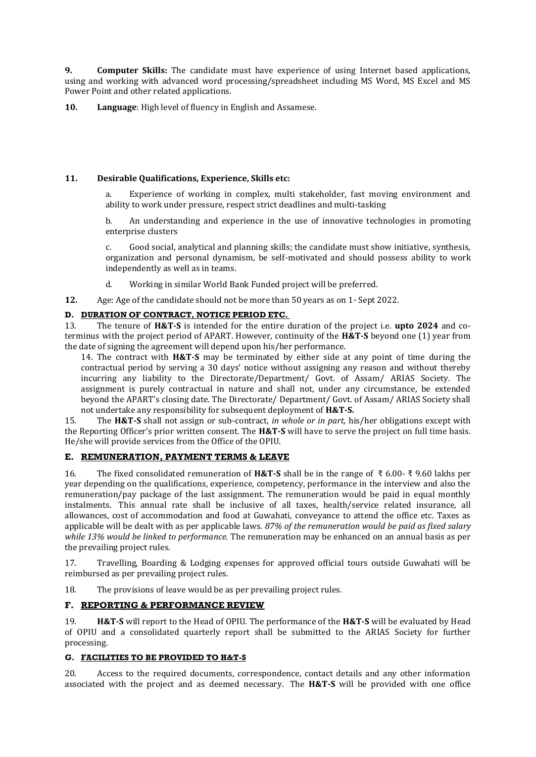**9. Computer Skills:** The candidate must have experience of using Internet based applications, using and working with advanced word processing/spreadsheet including MS Word, MS Excel and MS Power Point and other related applications.

**10. Language**: High level of fluency in English and Assamese.

**11. Desirable Qualifications, Experience, Skills etc:**

a. Experience of working in complex, multi stakeholder, fast moving environment and ability to work under pressure, respect strict deadlines and multi-tasking

b. An understanding and experience in the use of innovative technologies in promoting enterprise clusters

c. Good social, analytical and planning skills; the candidate must show initiative, synthesis, organization and personal dynamism, be self-motivated and should possess ability to work independently as well as in teams.

d. Working in similar World Bank Funded project will be preferred.

**12.** Age: Age of the candidate should not be more than 50 years as on 1st Sept 2022.

## D. DURATION OF CONTRACT, NOTICE PERIOD ETC.

13. The tenure of **H&T-S** is intended for the entire duration of the project i.e. **upto 2024** and co-terminus with the project period of APART. However, continuity of the **H&T-S** beyond one (1) year from the date of signing the agreement will depend upon his/her performance.

14. The contract with **H&T-S** may be terminated by either side at any point of time during the contractual period by serving a 30 days' notice without assigning any reason and without thereby incurring any liability to the Directorate/Department/ Govt. of Assam/ ARIAS Society. The assignment is purely contractual in nature and shall not, under any circumstance, be extended beyond the APART's closing date. The Directorate/ Department/ Govt. of Assam/ ARIAS Society shall not undertake any responsibility for subsequent deployment of **H&T-S.**

15. The **H&T-S** shall not assign or sub-contract, *in whole or in part,* his/her obligations except with the Reporting Officer's prior written consent. The **H&T-S** will have to serve the project on full time basis. He/she will provide services from the Office of the OPIU.

## E. REMUNERATION, PAYMENT TERMS & LEAVE

16. The fixed consolidated remuneration of **H&T-S** shall be in the range of ₹ 6.00- ₹ 9.60 lakhs per year depending on the qualifications, experience, competency, performance in the interview and also the remuneration/pay package of the last assignment. The remuneration would be paid in equal monthly instalments. This annual rate shall be inclusive of all taxes, health/service related insurance, all allowances, cost of accommodation and food at Guwahati, conveyance to attend the office etc. Taxes as applicable will be dealt with as per applicable laws. *87% of the remuneration would be paid as fixed salary while 13% would be linked to performance.* The remuneration may be enhanced on an annual basis as per the prevailing project rules.

17. Travelling, Boarding & Lodging expenses for approved official tours outside Guwahati will be reimbursed as per prevailing project rules.

18. The provisions of leave would be as per prevailing project rules.

## F. REPORTING & PERFORMANCE REVIEW

19. **H&T-S** will report to the Head of OPIU. The performance of the **H&T-S** will be evaluated by Head of OPIU and a consolidated quarterly report shall be submitted to the ARIAS Society for further processing.

## G. FACILITIES TO BE PROVIDED TO H&T-S

20. Access to the required documents, correspondence, contact details and any other information associated with the project and as deemed necessary. The **H&T-S** will be provided with one office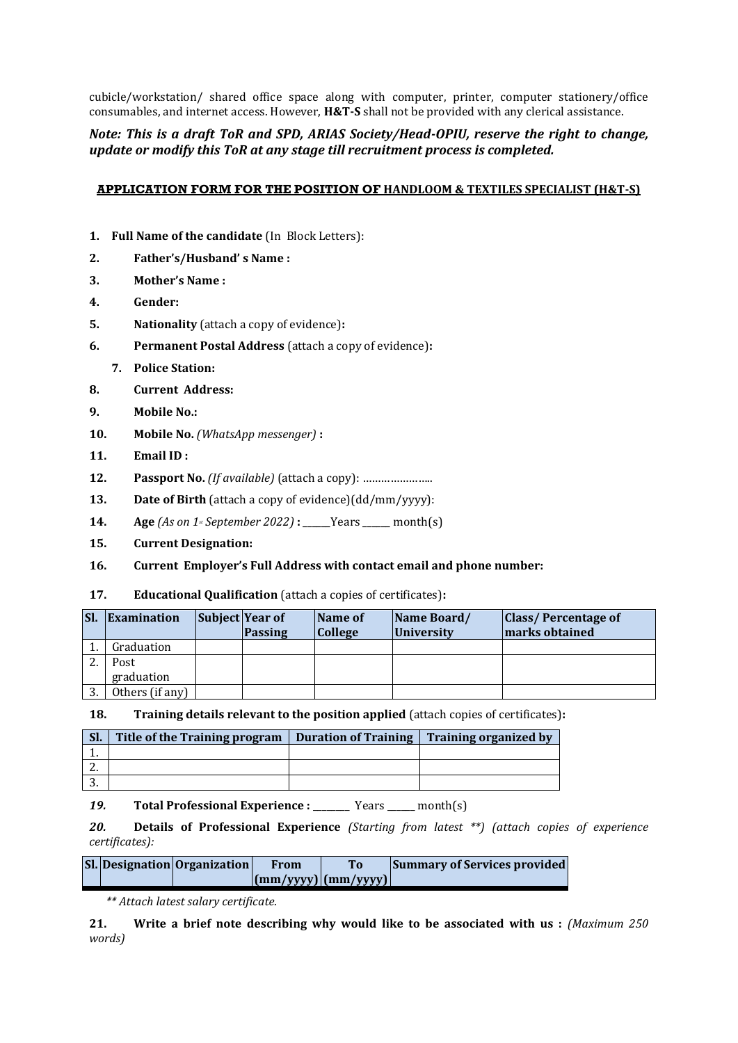cubicle/workstation/ shared office space along with computer, printer, computer stationery/office consumables, and internet access. However, **H&T-S** shall not be provided with any clerical assistance.

***Note: This is a draft ToR and SPD, ARIAS Society/Head-OPIU, reserve the right to change, update or modify this ToR at any stage till recruitment process is completed.***

## APPLICATION FORM FOR THE POSITION OF HANDLOOM & TEXTILES SPECIALIST (H&T-S)

1. **Full Name of the candidate** (In Block Letters):
2. **Father's/Husband' s Name :**
3. **Mother's Name :**
4. **Gender:**
5. **Nationality** (attach a copy of evidence)**:**
6. **Permanent Postal Address** (attach a copy of evidence)**:**
7. **Police Station:**
8. **Current Address:**
9. **Mobile No.:**
10. **Mobile No.** *(WhatsApp messenger)* **:**
11. **Email ID :**
12. **Passport No.** *(If available)* (attach a copy): …………………..
13. **Date of Birth** (attach a copy of evidence)(dd/mm/yyyy):
14. **Age** *(As on 1st September 2022)* **:** ______Years ______ month(s)
15. **Current Designation:**
16. **Current Employer's Full Address with contact email and phone number:**
17. **Educational Qualification** (attach a copies of certificates)**:**

| Sl. | Examination | Subject | Year of Passing | Name of College | Name Board/ University | Class/ Percentage of marks obtained |
|---|---|---|---|---|---|---|
| 1. | Graduation | | | | | |
| 2. | Post graduation | | | | | |
| 3. | Others (if any) | | | | | |

18. **Training details relevant to the position applied** (attach copies of certificates)**:**

| Sl. | Title of the Training program | Duration of Training | Training organized by |
|---|---|---|---|
| 1. | | | |
| 2. | | | |
| 3. | | | |

*19.* **Total Professional Experience :** ________ Years ______ month(s)

*20.* **Details of Professional Experience** *(Starting from latest \*\*) (attach copies of experience certificates):*

| Sl. | Designation | Organization | From (mm/yyyy) | To (mm/yyyy) | Summary of Services provided |
|---|---|---|---|---|---|

*\*\* Attach latest salary certificate.*

21. **Write a brief note describing why would like to be associated with us :** *(Maximum 250 words)*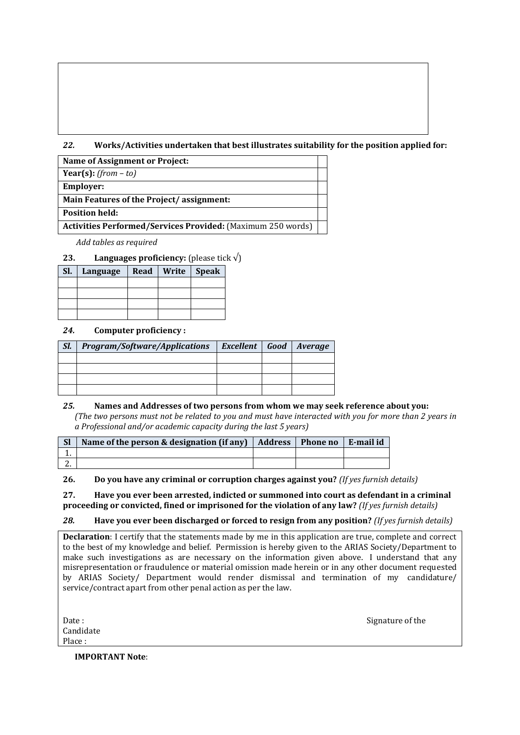*22.* **Works/Activities undertaken that best illustrates suitability for the position applied for:**

| **Name of Assignment or Project:** | |
|---|---|
| **Year(s):** *(from – to)* | |
| **Employer:** | |
| **Main Features of the Project/ assignment:** | |
| **Position held:** | |
| **Activities Performed/Services Provided:** (Maximum 250 words) | |

*Add tables as required*

**23. Languages proficiency:** (please tick √)

| Sl. | Language | Read | Write | Speak |
|---|---|---|---|---|
| | | | | |
| | | | | |
| | | | | |
| | | | | |

*24.* **Computer proficiency :**

| *Sl.* | *Program/Software/Applications* | *Excellent* | *Good* | *Average* |
|---|---|---|---|---|
| | | | | |
| | | | | |
| | | | | |
| | | | | |

*25.* **Names and Addresses of two persons from whom we may seek reference about you:**
*(The two persons must not be related to you and must have interacted with you for more than 2 years in a Professional and/or academic capacity during the last 5 years)*

| Sl | Name of the person & designation (if any) | Address | Phone no | E-mail id |
|---|---|---|---|---|
| 1. | | | | |
| 2. | | | | |

**26. Do you have any criminal or corruption charges against you?** *(If yes furnish details)*

**27. Have you ever been arrested, indicted or summoned into court as defendant in a criminal proceeding or convicted, fined or imprisoned for the violation of any law?** *(If yes furnish details)*

*28.* **Have you ever been discharged or forced to resign from any position?** *(If yes furnish details)*

**Declaration**: I certify that the statements made by me in this application are true, complete and correct to the best of my knowledge and belief. Permission is hereby given to the ARIAS Society/Department to make such investigations as are necessary on the information given above. I understand that any misrepresentation or fraudulence or material omission made herein or in any other document requested by ARIAS Society/ Department would render dismissal and termination of my candidature/ service/contract apart from other penal action as per the law.

Date : Signature of the Candidate

Place :

**IMPORTANT Note**: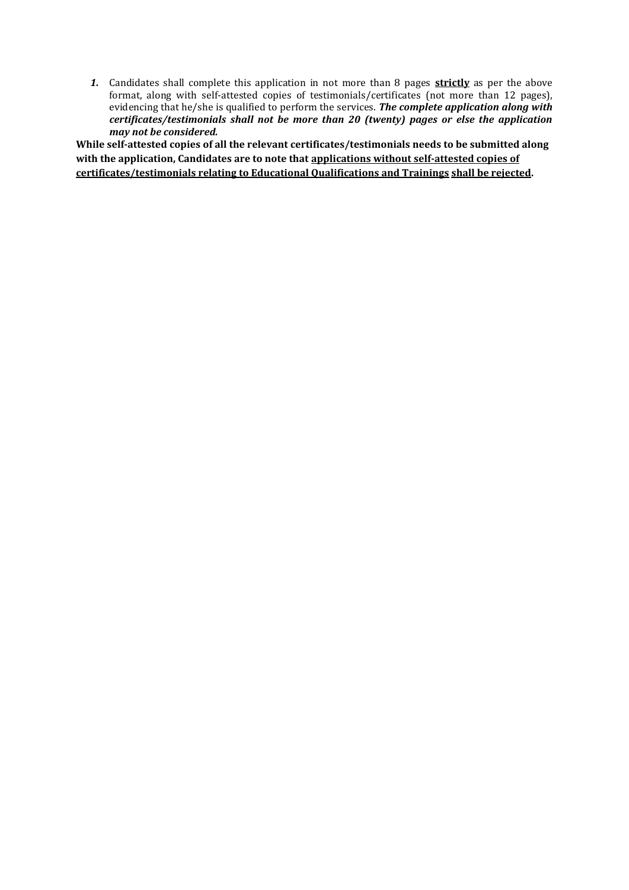1. Candidates shall complete this application in not more than 8 pages **strictly** as per the above format, along with self-attested copies of testimonials/certificates (not more than 12 pages), evidencing that he/she is qualified to perform the services. ***The complete application along with certificates/testimonials shall not be more than 20 (twenty) pages or else the application may not be considered.***

**While self-attested copies of all the relevant certificates/testimonials needs to be submitted along with the application, Candidates are to note that applications without self-attested copies of certificates/testimonials relating to Educational Qualifications and Trainings shall be rejected.**